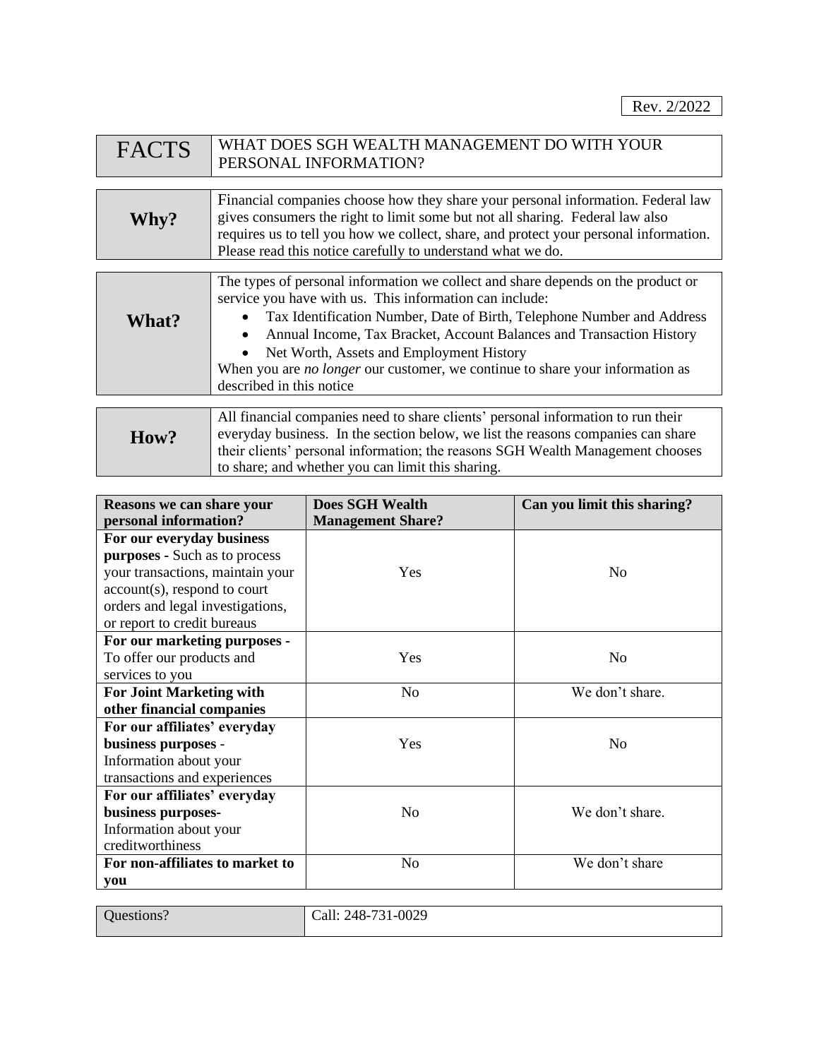Rev. 2/2022

| FACTS | WHAT DOES SGH WEALTH MANAGEMENT DO WITH YOUR PERSONAL INFORMATION? |
|---|---|

| **Why?** | Financial companies choose how they share your personal information. Federal law gives consumers the right to limit some but not all sharing. Federal law also requires us to tell you how we collect, share, and protect your personal information. Please read this notice carefully to understand what we do. |
|---|---|
| **What?** | The types of personal information we collect and share depends on the product or service you have with us. This information can include:<br>• Tax Identification Number, Date of Birth, Telephone Number and Address<br>• Annual Income, Tax Bracket, Account Balances and Transaction History<br>• Net Worth, Assets and Employment History<br>When you are *no longer* our customer, we continue to share your information as described in this notice |
| **How?** | All financial companies need to share clients' personal information to run their everyday business. In the section below, we list the reasons companies can share their clients' personal information; the reasons SGH Wealth Management chooses to share; and whether you can limit this sharing. |

| Reasons we can share your personal information? | Does SGH Wealth Management Share? | Can you limit this sharing? |
|---|---|---|
| **For our everyday business purposes -** Such as to process your transactions, maintain your account(s), respond to court orders and legal investigations, or report to credit bureaus | Yes | No |
| **For our marketing purposes -** To offer our products and services to you | Yes | No |
| **For Joint Marketing with other financial companies** | No | We don't share. |
| **For our affiliates' everyday business purposes -** Information about your transactions and experiences | Yes | No |
| **For our affiliates' everyday business purposes-** Information about your creditworthiness | No | We don't share. |
| **For non-affiliates to market to you** | No | We don't share |

| Questions? | Call: 248-731-0029 |
|---|---|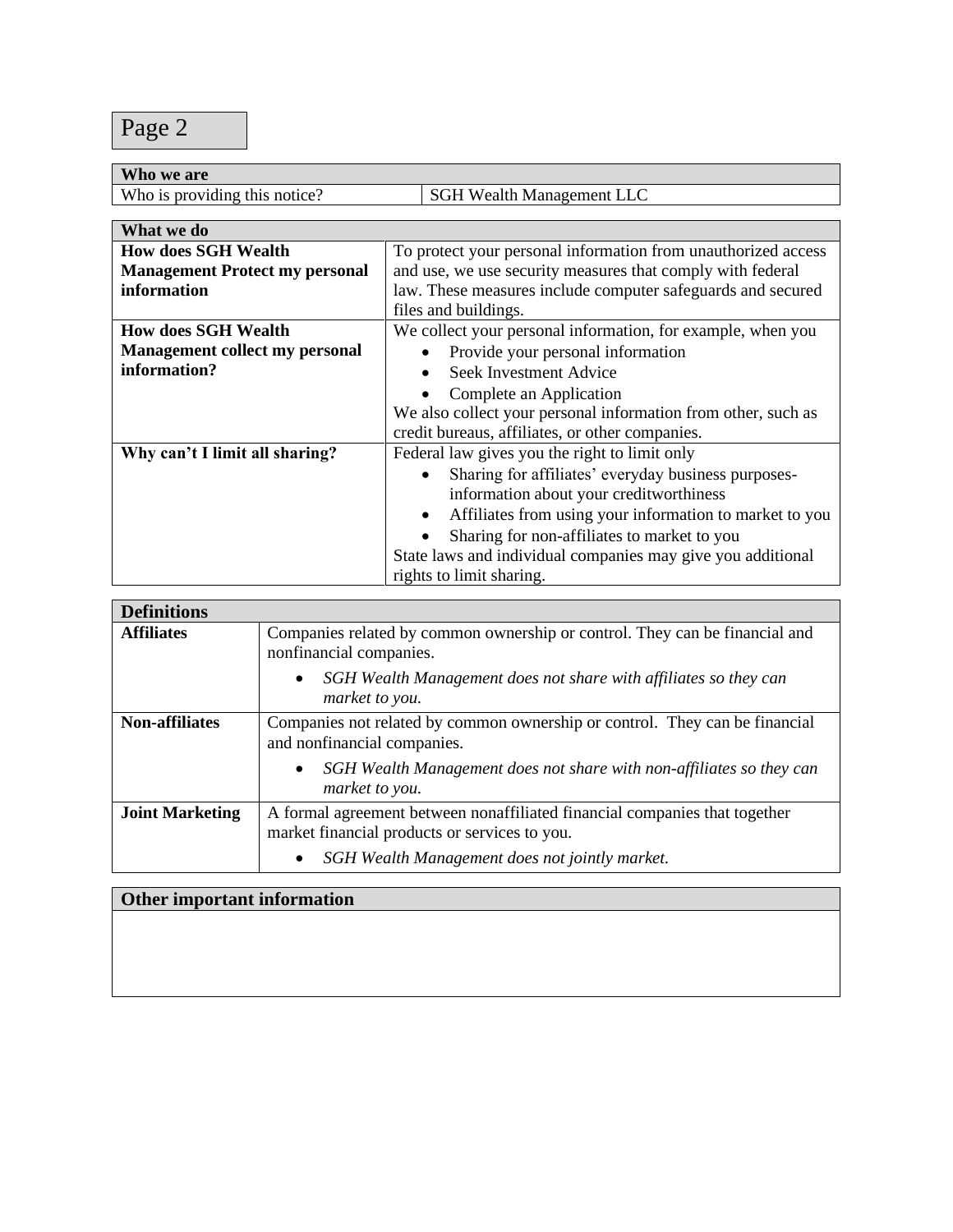Page 2

| Who we are | |
|---|---|
| Who is providing this notice? | SGH Wealth Management LLC |

| What we do | |
|---|---|
| **How does SGH Wealth Management Protect my personal information** | To protect your personal information from unauthorized access and use, we use security measures that comply with federal law. These measures include computer safeguards and secured files and buildings. |
| **How does SGH Wealth Management collect my personal information?** | We collect your personal information, for example, when you<br>• Provide your personal information<br>• Seek Investment Advice<br>• Complete an Application<br>We also collect your personal information from other, such as credit bureaus, affiliates, or other companies. |
| **Why can't I limit all sharing?** | Federal law gives you the right to limit only<br>• Sharing for affiliates' everyday business purposes- information about your creditworthiness<br>• Affiliates from using your information to market to you<br>• Sharing for non-affiliates to market to you<br>State laws and individual companies may give you additional rights to limit sharing. |

| Definitions | |
|---|---|
| **Affiliates** | Companies related by common ownership or control. They can be financial and nonfinancial companies.<br>• *SGH Wealth Management does not share with affiliates so they can market to you.* |
| **Non-affiliates** | Companies not related by common ownership or control. They can be financial and nonfinancial companies.<br>• *SGH Wealth Management does not share with non-affiliates so they can market to you.* |
| **Joint Marketing** | A formal agreement between nonaffiliated financial companies that together market financial products or services to you.<br>• *SGH Wealth Management does not jointly market.* |

| Other important information |
|---|
| |